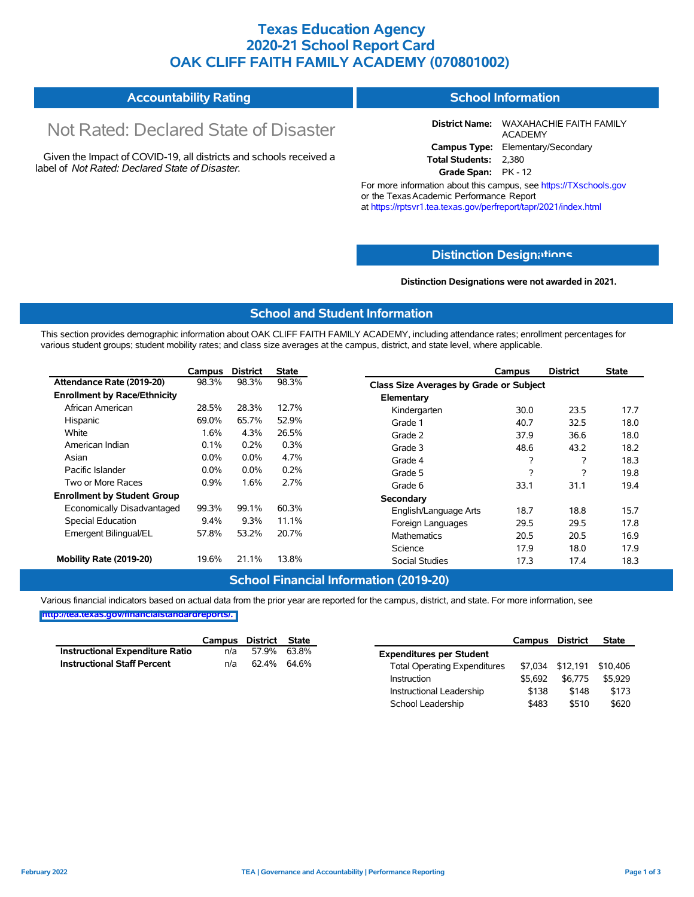# Texas Education Agency
# 2020-21 School Report Card
# OAK CLIFF FAITH FAMILY ACADEMY (070801002)

## Accountability Rating

Not Rated: Declared State of Disaster

Given the Impact of COVID-19, all districts and schools received a label of *Not Rated: Declared State of Disaster*.

## School Information

**District Name:** WAXAHACHIE FAITH FAMILY ACADEMY
**Campus Type:** Elementary/Secondary
**Total Students:** 2,380
**Grade Span:** PK - 12

For more information about this campus, see https://TXschools.gov or the Texas Academic Performance Report at https://rptsvr1.tea.texas.gov/perfreport/tapr/2021/index.html

## Distinction Designations

**Distinction Designations were not awarded in 2021.**

## School and Student Information

This section provides demographic information about OAK CLIFF FAITH FAMILY ACADEMY, including attendance rates; enrollment percentages for various student groups; student mobility rates; and class size averages at the campus, district, and state level, where applicable.

| | Campus | District | State |
|---|---|---|---|
| **Attendance Rate (2019-20)** | 98.3% | 98.3% | 98.3% |
| **Enrollment by Race/Ethnicity** | | | |
| African American | 28.5% | 28.3% | 12.7% |
| Hispanic | 69.0% | 65.7% | 52.9% |
| White | 1.6% | 4.3% | 26.5% |
| American Indian | 0.1% | 0.2% | 0.3% |
| Asian | 0.0% | 0.0% | 4.7% |
| Pacific Islander | 0.0% | 0.0% | 0.2% |
| Two or More Races | 0.9% | 1.6% | 2.7% |
| **Enrollment by Student Group** | | | |
| Economically Disadvantaged | 99.3% | 99.1% | 60.3% |
| Special Education | 9.4% | 9.3% | 11.1% |
| Emergent Bilingual/EL | 57.8% | 53.2% | 20.7% |
| **Mobility Rate (2019-20)** | 19.6% | 21.1% | 13.8% |

| | Campus | District | State |
|---|---|---|---|
| **Class Size Averages by Grade or Subject** | | | |
| **Elementary** | | | |
| Kindergarten | 30.0 | 23.5 | 17.7 |
| Grade 1 | 40.7 | 32.5 | 18.0 |
| Grade 2 | 37.9 | 36.6 | 18.0 |
| Grade 3 | 48.6 | 43.2 | 18.2 |
| Grade 4 | ? | ? | 18.3 |
| Grade 5 | ? | ? | 19.8 |
| Grade 6 | 33.1 | 31.1 | 19.4 |
| **Secondary** | | | |
| English/Language Arts | 18.7 | 18.8 | 15.7 |
| Foreign Languages | 29.5 | 29.5 | 17.8 |
| Mathematics | 20.5 | 20.5 | 16.9 |
| Science | 17.9 | 18.0 | 17.9 |
| Social Studies | 17.3 | 17.4 | 18.3 |

## School Financial Information (2019-20)

Various financial indicators based on actual data from the prior year are reported for the campus, district, and state. For more information, see http://tea.texas.gov/financialstandardreports/.

| | Campus | District | State |
|---|---|---|---|
| **Instructional Expenditure Ratio** | n/a | 57.9% | 63.8% |
| **Instructional Staff Percent** | n/a | 62.4% | 64.6% |

| | Campus | District | State |
|---|---|---|---|
| **Expenditures per Student** | | | |
| Total Operating Expenditures | $7,034 | $12,191 | $10,406 |
| Instruction | $5,692 | $6,775 | $5,929 |
| Instructional Leadership | $138 | $148 | $173 |
| School Leadership | $483 | $510 | $620 |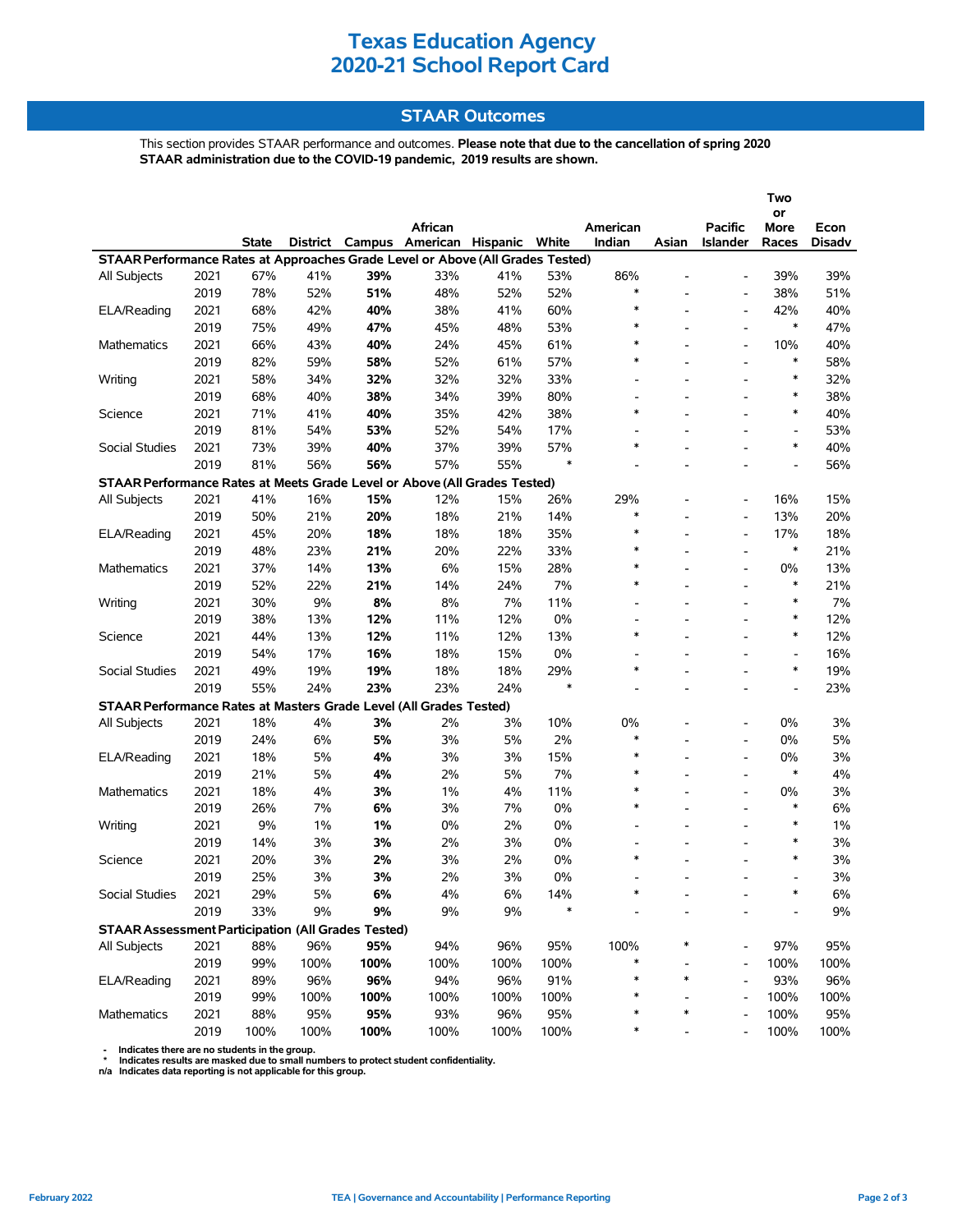# Texas Education Agency
# 2020-21 School Report Card

## STAAR Outcomes

This section provides STAAR performance and outcomes. **Please note that due to the cancellation of spring 2020 STAAR administration due to the COVID-19 pandemic, 2019 results are shown.**

| | | State | District | Campus | African American | Hispanic | White | American Indian | Asian | Pacific Islander | Two or More Races | Econ Disadv |
|---|---|---|---|---|---|---|---|---|---|---|---|---|
| **STAAR Performance Rates at Approaches Grade Level or Above (All Grades Tested)** | | | | | | | | | | | | |
| All Subjects | 2021 | 67% | 41% | **39%** | 33% | 41% | 53% | 86% | - | - | 39% | 39% |
| | 2019 | 78% | 52% | **51%** | 48% | 52% | 52% | * | - | - | 38% | 51% |
| ELA/Reading | 2021 | 68% | 42% | **40%** | 38% | 41% | 60% | * | - | - | 42% | 40% |
| | 2019 | 75% | 49% | **47%** | 45% | 48% | 53% | * | - | - | * | 47% |
| Mathematics | 2021 | 66% | 43% | **40%** | 24% | 45% | 61% | * | - | - | 10% | 40% |
| | 2019 | 82% | 59% | **58%** | 52% | 61% | 57% | * | - | - | * | 58% |
| Writing | 2021 | 58% | 34% | **32%** | 32% | 32% | 33% | - | - | - | * | 32% |
| | 2019 | 68% | 40% | **38%** | 34% | 39% | 80% | - | - | - | * | 38% |
| Science | 2021 | 71% | 41% | **40%** | 35% | 42% | 38% | * | - | - | * | 40% |
| | 2019 | 81% | 54% | **53%** | 52% | 54% | 17% | - | - | - | - | 53% |
| Social Studies | 2021 | 73% | 39% | **40%** | 37% | 39% | 57% | * | - | - | * | 40% |
| | 2019 | 81% | 56% | **56%** | 57% | 55% | * | - | - | - | - | 56% |
| **STAAR Performance Rates at Meets Grade Level or Above (All Grades Tested)** | | | | | | | | | | | | |
| All Subjects | 2021 | 41% | 16% | **15%** | 12% | 15% | 26% | 29% | - | - | 16% | 15% |
| | 2019 | 50% | 21% | **20%** | 18% | 21% | 14% | * | - | - | 13% | 20% |
| ELA/Reading | 2021 | 45% | 20% | **18%** | 18% | 18% | 35% | * | - | - | 17% | 18% |
| | 2019 | 48% | 23% | **21%** | 20% | 22% | 33% | * | - | - | * | 21% |
| Mathematics | 2021 | 37% | 14% | **13%** | 6% | 15% | 28% | * | - | - | 0% | 13% |
| | 2019 | 52% | 22% | **21%** | 14% | 24% | 7% | * | - | - | * | 21% |
| Writing | 2021 | 30% | 9% | **8%** | 8% | 7% | 11% | - | - | - | * | 7% |
| | 2019 | 38% | 13% | **12%** | 11% | 12% | 0% | - | - | - | * | 12% |
| Science | 2021 | 44% | 13% | **12%** | 11% | 12% | 13% | * | - | - | * | 12% |
| | 2019 | 54% | 17% | **16%** | 18% | 15% | 0% | - | - | - | - | 16% |
| Social Studies | 2021 | 49% | 19% | **19%** | 18% | 18% | 29% | * | - | - | * | 19% |
| | 2019 | 55% | 24% | **23%** | 23% | 24% | * | - | - | - | - | 23% |
| **STAAR Performance Rates at Masters Grade Level (All Grades Tested)** | | | | | | | | | | | | |
| All Subjects | 2021 | 18% | 4% | **3%** | 2% | 3% | 10% | 0% | - | - | 0% | 3% |
| | 2019 | 24% | 6% | **5%** | 3% | 5% | 2% | * | - | - | 0% | 5% |
| ELA/Reading | 2021 | 18% | 5% | **4%** | 3% | 3% | 15% | * | - | - | 0% | 3% |
| | 2019 | 21% | 5% | **4%** | 2% | 5% | 7% | * | - | - | * | 4% |
| Mathematics | 2021 | 18% | 4% | **3%** | 1% | 4% | 11% | * | - | - | 0% | 3% |
| | 2019 | 26% | 7% | **6%** | 3% | 7% | 0% | * | - | - | * | 6% |
| Writing | 2021 | 9% | 1% | **1%** | 0% | 2% | 0% | - | - | - | * | 1% |
| | 2019 | 14% | 3% | **3%** | 2% | 3% | 0% | - | - | - | * | 3% |
| Science | 2021 | 20% | 3% | **2%** | 3% | 2% | 0% | * | - | - | * | 3% |
| | 2019 | 25% | 3% | **3%** | 2% | 3% | 0% | - | - | - | - | 3% |
| Social Studies | 2021 | 29% | 5% | **6%** | 4% | 6% | 14% | * | - | - | * | 6% |
| | 2019 | 33% | 9% | **9%** | 9% | 9% | * | - | - | - | - | 9% |
| **STAAR Assessment Participation (All Grades Tested)** | | | | | | | | | | | | |
| All Subjects | 2021 | 88% | 96% | **95%** | 94% | 96% | 95% | 100% | * | - | 97% | 95% |
| | 2019 | 99% | 100% | **100%** | 100% | 100% | 100% | * | - | - | 100% | 100% |
| ELA/Reading | 2021 | 89% | 96% | **96%** | 94% | 96% | 91% | * | * | - | 93% | 96% |
| | 2019 | 99% | 100% | **100%** | 100% | 100% | 100% | * | - | - | 100% | 100% |
| Mathematics | 2021 | 88% | 95% | **95%** | 93% | 96% | 95% | * | * | - | 100% | 95% |
| | 2019 | 100% | 100% | **100%** | 100% | 100% | 100% | * | - | - | 100% | 100% |

**- Indicates there are no students in the group.**
**\* Indicates results are masked due to small numbers to protect student confidentiality.**
**n/a Indicates data reporting is not applicable for this group.**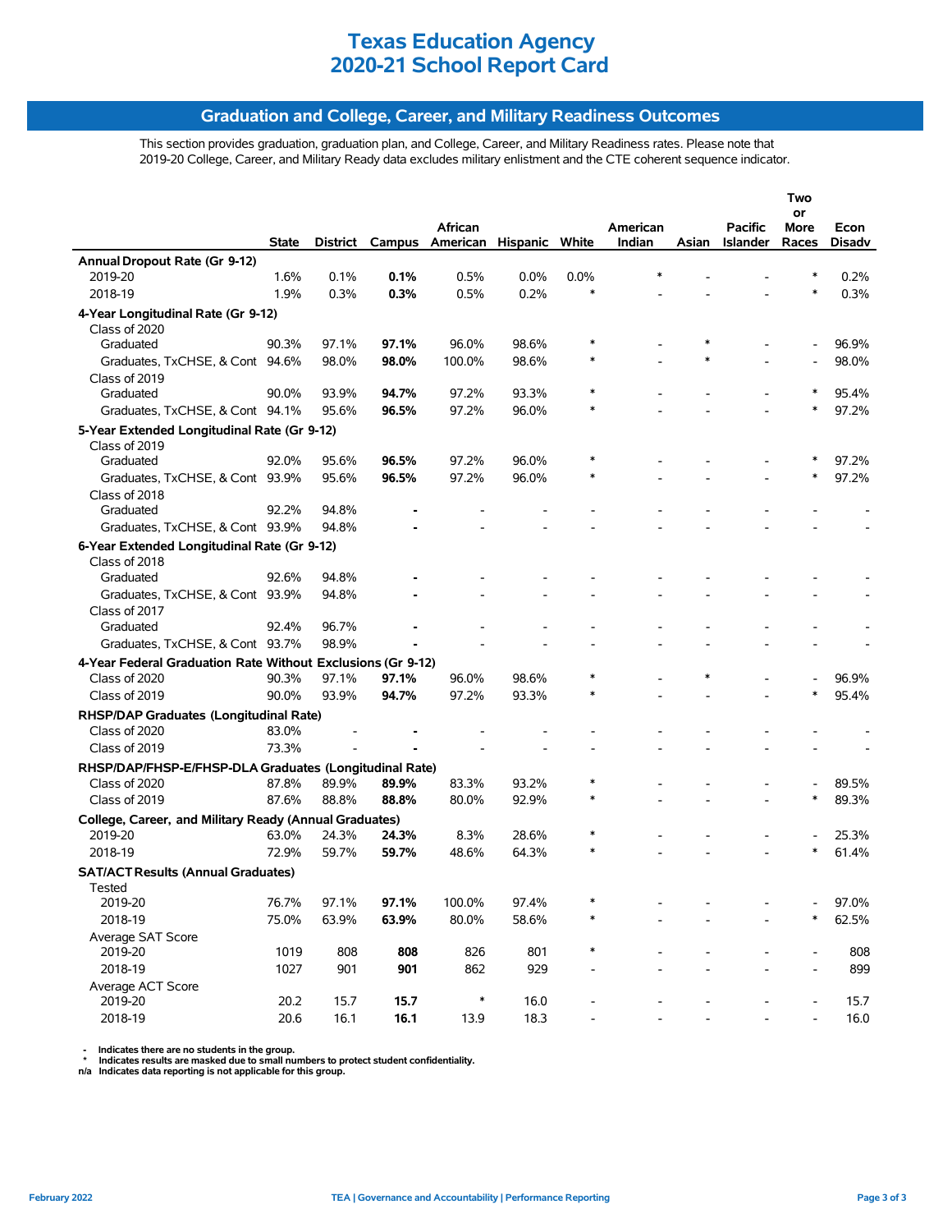# Texas Education Agency
# 2020-21 School Report Card

## Graduation and College, Career, and Military Readiness Outcomes

This section provides graduation, graduation plan, and College, Career, and Military Readiness rates. Please note that 2019-20 College, Career, and Military Ready data excludes military enlistment and the CTE coherent sequence indicator.

| | State | District | Campus | African American | Hispanic | White | American Indian | Asian | Pacific Islander | Two or More Races | Econ Disadv |
|---|---|---|---|---|---|---|---|---|---|---|---|
| **Annual Dropout Rate (Gr 9-12)** | | | | | | | | | | | |
| 2019-20 | 1.6% | 0.1% | **0.1%** | 0.5% | 0.0% | 0.0% | * | - | - | * | 0.2% |
| 2018-19 | 1.9% | 0.3% | **0.3%** | 0.5% | 0.2% | * | - | - | - | * | 0.3% |
| **4-Year Longitudinal Rate (Gr 9-12)** | | | | | | | | | | | |
| Class of 2020 | | | | | | | | | | | |
| Graduated | 90.3% | 97.1% | **97.1%** | 96.0% | 98.6% | * | - | * | - | - | 96.9% |
| Graduates, TxCHSE, & Cont | 94.6% | 98.0% | **98.0%** | 100.0% | 98.6% | * | - | * | - | - | 98.0% |
| Class of 2019 | | | | | | | | | | | |
| Graduated | 90.0% | 93.9% | **94.7%** | 97.2% | 93.3% | * | - | - | - | * | 95.4% |
| Graduates, TxCHSE, & Cont | 94.1% | 95.6% | **96.5%** | 97.2% | 96.0% | * | - | - | - | * | 97.2% |
| **5-Year Extended Longitudinal Rate (Gr 9-12)** | | | | | | | | | | | |
| Class of 2019 | | | | | | | | | | | |
| Graduated | 92.0% | 95.6% | **96.5%** | 97.2% | 96.0% | * | - | - | - | * | 97.2% |
| Graduates, TxCHSE, & Cont | 93.9% | 95.6% | **96.5%** | 97.2% | 96.0% | * | - | - | - | * | 97.2% |
| Class of 2018 | | | | | | | | | | | |
| Graduated | 92.2% | 94.8% | **-** | - | - | - | - | - | - | - | - |
| Graduates, TxCHSE, & Cont | 93.9% | 94.8% | **-** | - | - | - | - | - | - | - | - |
| **6-Year Extended Longitudinal Rate (Gr 9-12)** | | | | | | | | | | | |
| Class of 2018 | | | | | | | | | | | |
| Graduated | 92.6% | 94.8% | **-** | - | - | - | - | - | - | - | - |
| Graduates, TxCHSE, & Cont | 93.9% | 94.8% | **-** | - | - | - | - | - | - | - | - |
| Class of 2017 | | | | | | | | | | | |
| Graduated | 92.4% | 96.7% | **-** | - | - | - | - | - | - | - | - |
| Graduates, TxCHSE, & Cont | 93.7% | 98.9% | **-** | - | - | - | - | - | - | - | - |
| **4-Year Federal Graduation Rate Without Exclusions (Gr 9-12)** | | | | | | | | | | | |
| Class of 2020 | 90.3% | 97.1% | **97.1%** | 96.0% | 98.6% | * | - | * | - | - | 96.9% |
| Class of 2019 | 90.0% | 93.9% | **94.7%** | 97.2% | 93.3% | * | - | - | - | * | 95.4% |
| **RHSP/DAP Graduates (Longitudinal Rate)** | | | | | | | | | | | |
| Class of 2020 | 83.0% | - | **-** | - | - | - | - | - | - | - | - |
| Class of 2019 | 73.3% | - | **-** | - | - | - | - | - | - | - | - |
| **RHSP/DAP/FHSP-E/FHSP-DLA Graduates (Longitudinal Rate)** | | | | | | | | | | | |
| Class of 2020 | 87.8% | 89.9% | **89.9%** | 83.3% | 93.2% | * | - | - | - | - | 89.5% |
| Class of 2019 | 87.6% | 88.8% | **88.8%** | 80.0% | 92.9% | * | - | - | - | * | 89.3% |
| **College, Career, and Military Ready (Annual Graduates)** | | | | | | | | | | | |
| 2019-20 | 63.0% | 24.3% | **24.3%** | 8.3% | 28.6% | * | - | - | - | - | 25.3% |
| 2018-19 | 72.9% | 59.7% | **59.7%** | 48.6% | 64.3% | * | - | - | - | * | 61.4% |
| **SAT/ACT Results (Annual Graduates)** | | | | | | | | | | | |
| Tested | | | | | | | | | | | |
| 2019-20 | 76.7% | 97.1% | **97.1%** | 100.0% | 97.4% | * | - | - | - | - | 97.0% |
| 2018-19 | 75.0% | 63.9% | **63.9%** | 80.0% | 58.6% | * | - | - | - | * | 62.5% |
| Average SAT Score | | | | | | | | | | | |
| 2019-20 | 1019 | 808 | **808** | 826 | 801 | * | - | - | - | - | 808 |
| 2018-19 | 1027 | 901 | **901** | 862 | 929 | - | - | - | - | - | 899 |
| Average ACT Score | | | | | | | | | | | |
| 2019-20 | 20.2 | 15.7 | **15.7** | * | 16.0 | - | - | - | - | - | 15.7 |
| 2018-19 | 20.6 | 16.1 | **16.1** | 13.9 | 18.3 | - | - | - | - | - | 16.0 |

- Indicates there are no students in the group.
- \* Indicates results are masked due to small numbers to protect student confidentiality.
- n/a Indicates data reporting is not applicable for this group.